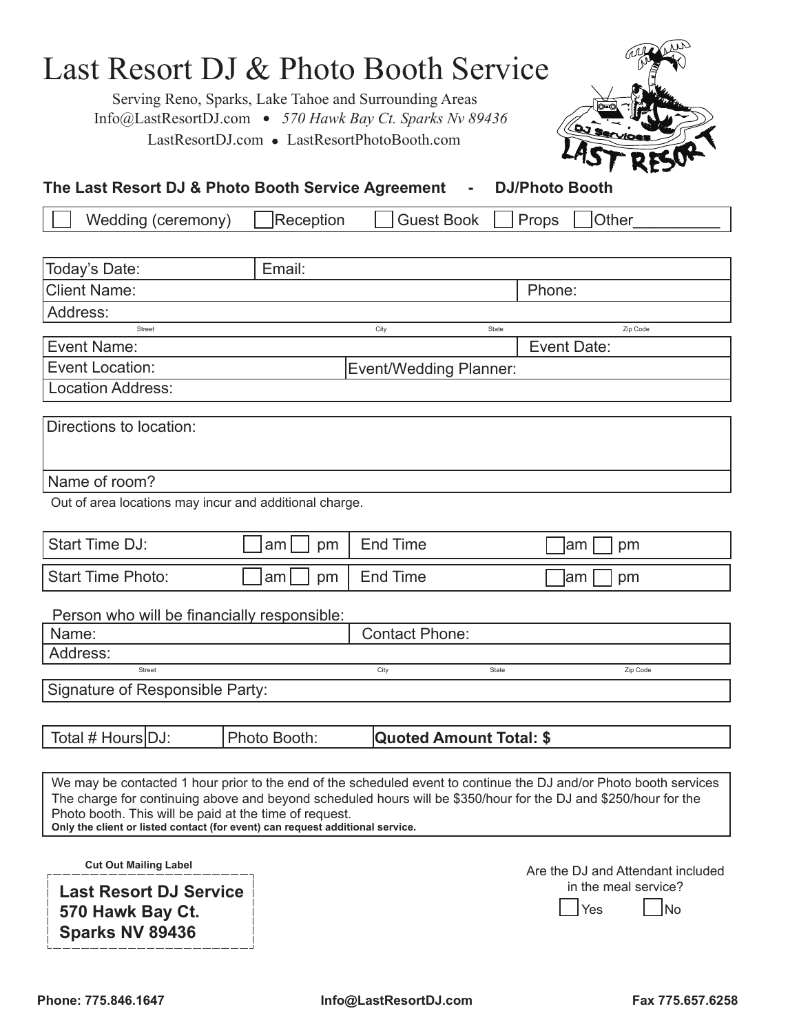# Last Resort DJ & Photo Booth Service

Serving Reno, Sparks, Lake Tahoe and Surrounding Areas
Info@LastResortDJ.com • *570 Hawk Bay Ct. Sparks Nv 89436*
LastResortDJ.com • LastResortPhotoBooth.com

**The Last Resort DJ & Photo Booth Service Agreement - DJ/Photo Booth**

☐ Wedding (ceremony) ☐ Reception ☐ Guest Book ☐ Props ☐ Other__________

| Today's Date: | Email: | |
|---|---|---|
| Client Name: | | Phone: |
| Address: (Street / City / State / Zip Code) | | |
| Event Name: | | Event Date: |
| Event Location: | Event/Wedding Planner: | |
| Location Address: | | |

| Directions to location: |
|---|
| Name of room? |

Out of area locations may incur and additional charge.

| Start Time DJ: | ☐ am ☐ pm | End Time | ☐ am ☐ pm |
|---|---|---|---|
| Start Time Photo: | ☐ am ☐ pm | End Time | ☐ am ☐ pm |

Person who will be financially responsible:

| Name: | Contact Phone: |
|---|---|
| Address: (Street / City / State / Zip Code) | |
| Signature of Responsible Party: | |

| Total # Hours | DJ: | Photo Booth: | **Quoted Amount Total: $** |
|---|---|---|---|

We may be contacted 1 hour prior to the end of the scheduled event to continue the DJ and/or Photo booth services The charge for continuing above and beyond scheduled hours will be $350/hour for the DJ and $250/hour for the Photo booth. This will be paid at the time of request.
**Only the client or listed contact (for event) can request additional service.**

**Cut Out Mailing Label**

**Last Resort DJ Service**
**570 Hawk Bay Ct.**
**Sparks NV 89436**

Are the DJ and Attendant included in the meal service?
☐ Yes ☐ No

**Phone: 775.846.1647** **Info@LastResortDJ.com** **Fax 775.657.6258**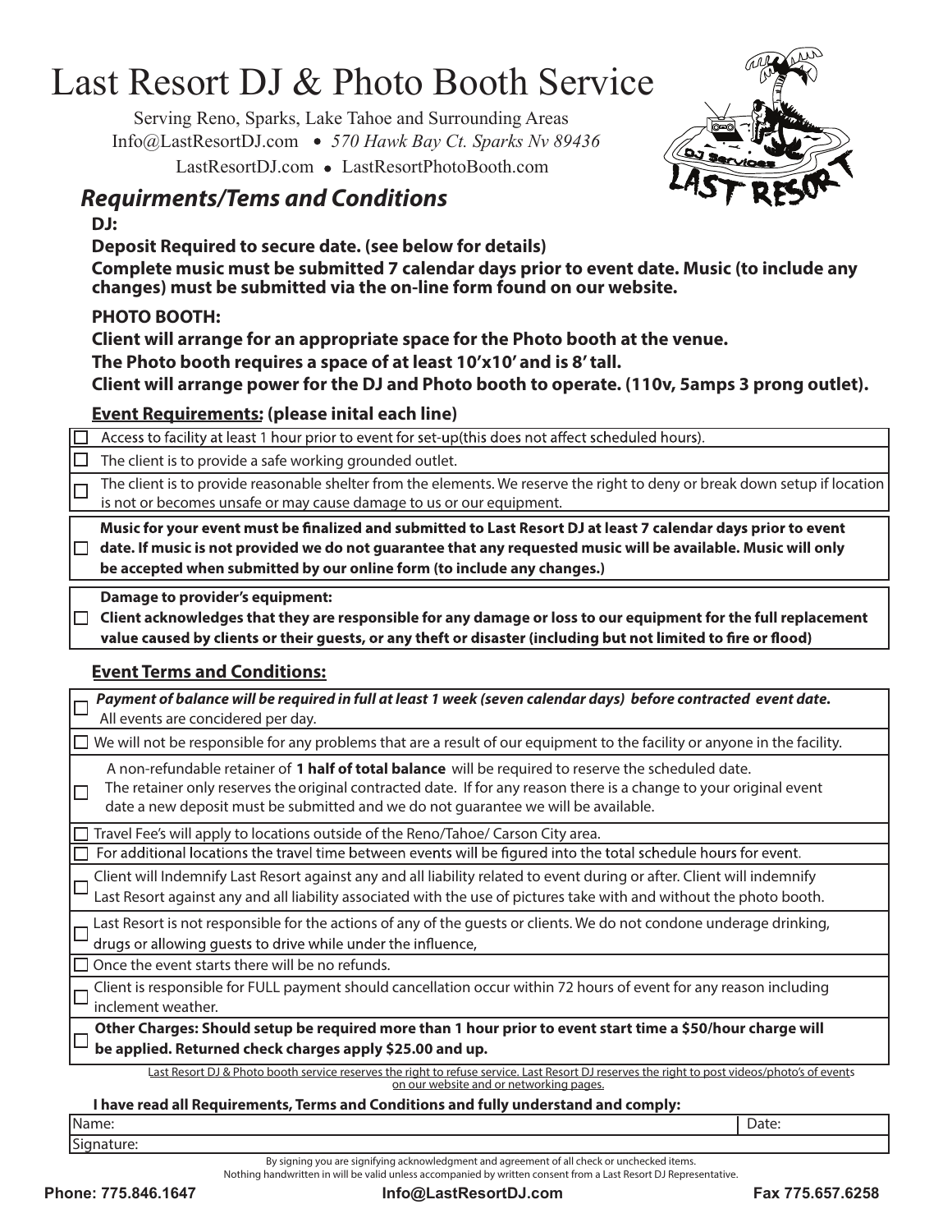# Last Resort DJ & Photo Booth Service

Serving Reno, Sparks, Lake Tahoe and Surrounding Areas
Info@LastResortDJ.com • *570 Hawk Bay Ct. Sparks Nv 89436*
LastResortDJ.com • LastResortPhotoBooth.com

## *Requirments/Tems and Conditions*

**DJ:**

**Deposit Required to secure date. (see below for details)**

**Complete music must be submitted 7 calendar days prior to event date. Music (to include any changes) must be submitted via the on-line form found on our website.**

**PHOTO BOOTH:**

**Client will arrange for an appropriate space for the Photo booth at the venue.**

**The Photo booth requires a space of at least 10'x10' and is 8' tall.**

**Client will arrange power for the DJ and Photo booth to operate. (110v, 5amps 3 prong outlet).**

**Event Requirements: (please inital each line)**

- ☐ Access to facility at least 1 hour prior to event for set-up(this does not affect scheduled hours).
- ☐ The client is to provide a safe working grounded outlet.
- ☐ The client is to provide reasonable shelter from the elements. We reserve the right to deny or break down setup if location is not or becomes unsafe or may cause damage to us or our equipment.
- ☐ **Music for your event must be finalized and submitted to Last Resort DJ at least 7 calendar days prior to event date. If music is not provided we do not guarantee that any requested music will be available. Music will only be accepted when submitted by our online form (to include any changes.)**
- ☐ **Damage to provider's equipment: Client acknowledges that they are responsible for any damage or loss to our equipment for the full replacement value caused by clients or their guests, or any theft or disaster (including but not limited to fire or flood)**

**Event Terms and Conditions:**

- ☐ ***Payment of balance will be required in full at least 1 week (seven calendar days) before contracted event date.*** All events are concidered per day.
- ☐ We will not be responsible for any problems that are a result of our equipment to the facility or anyone in the facility.
- ☐ A non-refundable retainer of **1 half of total balance** will be required to reserve the scheduled date. The retainer only reserves the original contracted date. If for any reason there is a change to your original event date a new deposit must be submitted and we do not guarantee we will be available.
- ☐ Travel Fee's will apply to locations outside of the Reno/Tahoe/ Carson City area.
- ☐ For additional locations the travel time between events will be figured into the total schedule hours for event.
- ☐ Client will Indemnify Last Resort against any and all liability related to event during or after. Client will indemnify Last Resort against any and all liability associated with the use of pictures take with and without the photo booth.
- ☐ Last Resort is not responsible for the actions of any of the guests or clients. We do not condone underage drinking, drugs or allowing guests to drive while under the influence,
- ☐ Once the event starts there will be no refunds.
- ☐ Client is responsible for FULL payment should cancellation occur within 72 hours of event for any reason including inclement weather.
- ☐ **Other Charges: Should setup be required more than 1 hour prior to event start time a $50/hour charge will be applied. Returned check charges apply $25.00 and up.**

Last Resort DJ & Photo booth service reserves the right to refuse service. Last Resort DJ reserves the right to post videos/photo's of events on our website and or networking pages.

**I have read all Requirements, Terms and Conditions and fully understand and comply:**

| | |
|---|---|
| Name: | Date: |
| Signature: | |

By signing you are signifying acknowledgment and agreement of all check or unchecked items.
Nothing handwritten in will be valid unless accompanied by written consent from a Last Resort DJ Representative.

**Phone: 775.846.1647** **Info@LastResortDJ.com** **Fax 775.657.6258**